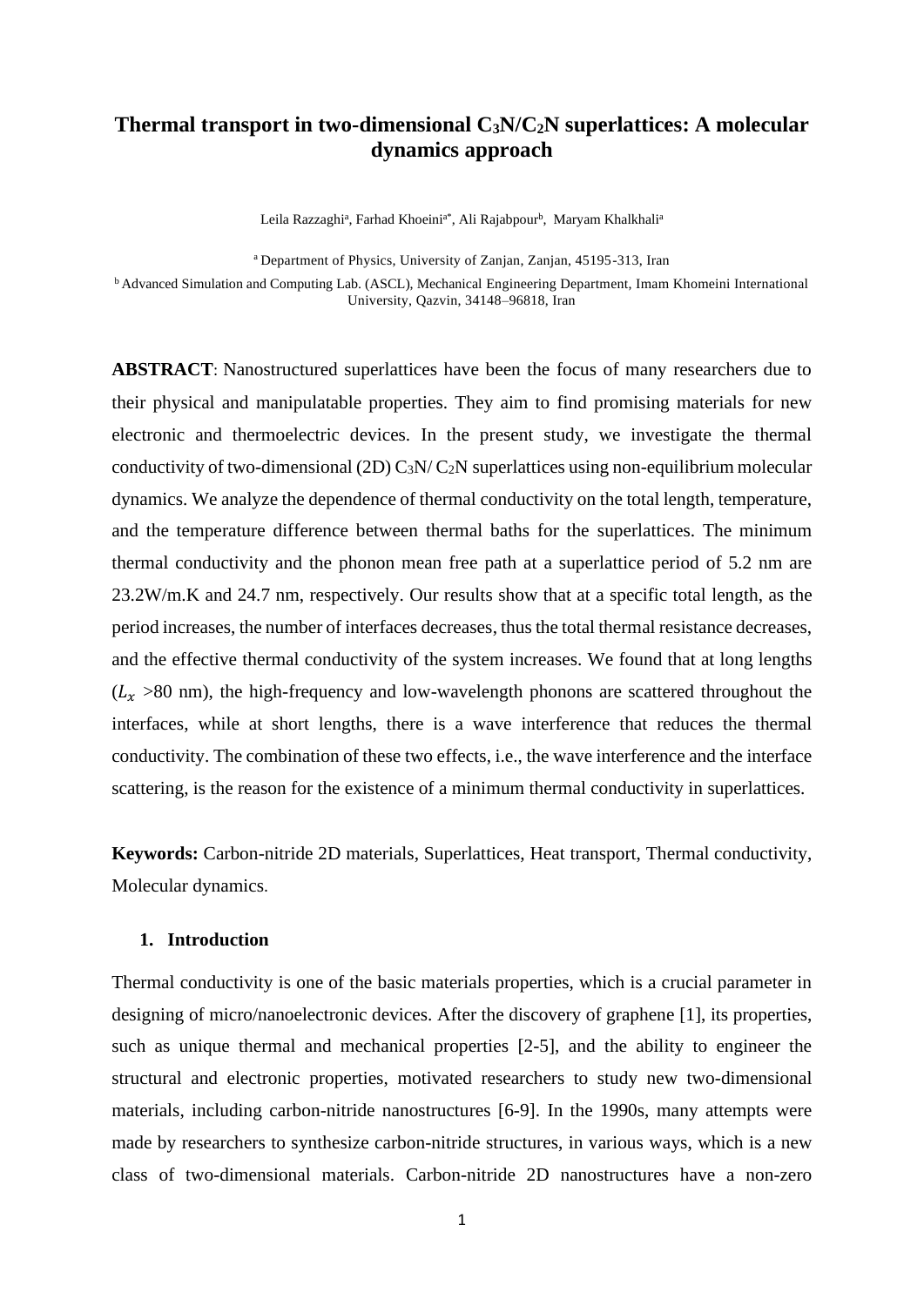# Thermal transport in two-dimensional $C_3N/C_2N$ superlattices: A molecular dynamics approach

Leila Razzaghi[a], Farhad Khoeini[a*], Ali Rajabpour[b], Maryam Khalkhali[a]

[a] Department of Physics, University of Zanjan, Zanjan, 45195-313, Iran

[b] Advanced Simulation and Computing Lab. (ASCL), Mechanical Engineering Department, Imam Khomeini International University, Qazvin, 34148–96818, Iran

**ABSTRACT**: Nanostructured superlattices have been the focus of many researchers due to their physical and manipulatable properties. They aim to find promising materials for new electronic and thermoelectric devices. In the present study, we investigate the thermal conductivity of two-dimensional (2D) $C_3N$/ $C_2N$ superlattices using non-equilibrium molecular dynamics. We analyze the dependence of thermal conductivity on the total length, temperature, and the temperature difference between thermal baths for the superlattices. The minimum thermal conductivity and the phonon mean free path at a superlattice period of 5.2 nm are 23.2W/m.K and 24.7 nm, respectively. Our results show that at a specific total length, as the period increases, the number of interfaces decreases, thus the total thermal resistance decreases, and the effective thermal conductivity of the system increases. We found that at long lengths ($L_x$ >80 nm), the high-frequency and low-wavelength phonons are scattered throughout the interfaces, while at short lengths, there is a wave interference that reduces the thermal conductivity. The combination of these two effects, i.e., the wave interference and the interface scattering, is the reason for the existence of a minimum thermal conductivity in superlattices.

**Keywords:** Carbon-nitride 2D materials, Superlattices, Heat transport, Thermal conductivity, Molecular dynamics.

## 1. Introduction

Thermal conductivity is one of the basic materials properties, which is a crucial parameter in designing of micro/nanoelectronic devices. After the discovery of graphene [1], its properties, such as unique thermal and mechanical properties [2-5], and the ability to engineer the structural and electronic properties, motivated researchers to study new two-dimensional materials, including carbon-nitride nanostructures [6-9]. In the 1990s, many attempts were made by researchers to synthesize carbon-nitride structures, in various ways, which is a new class of two-dimensional materials. Carbon-nitride 2D nanostructures have a non-zero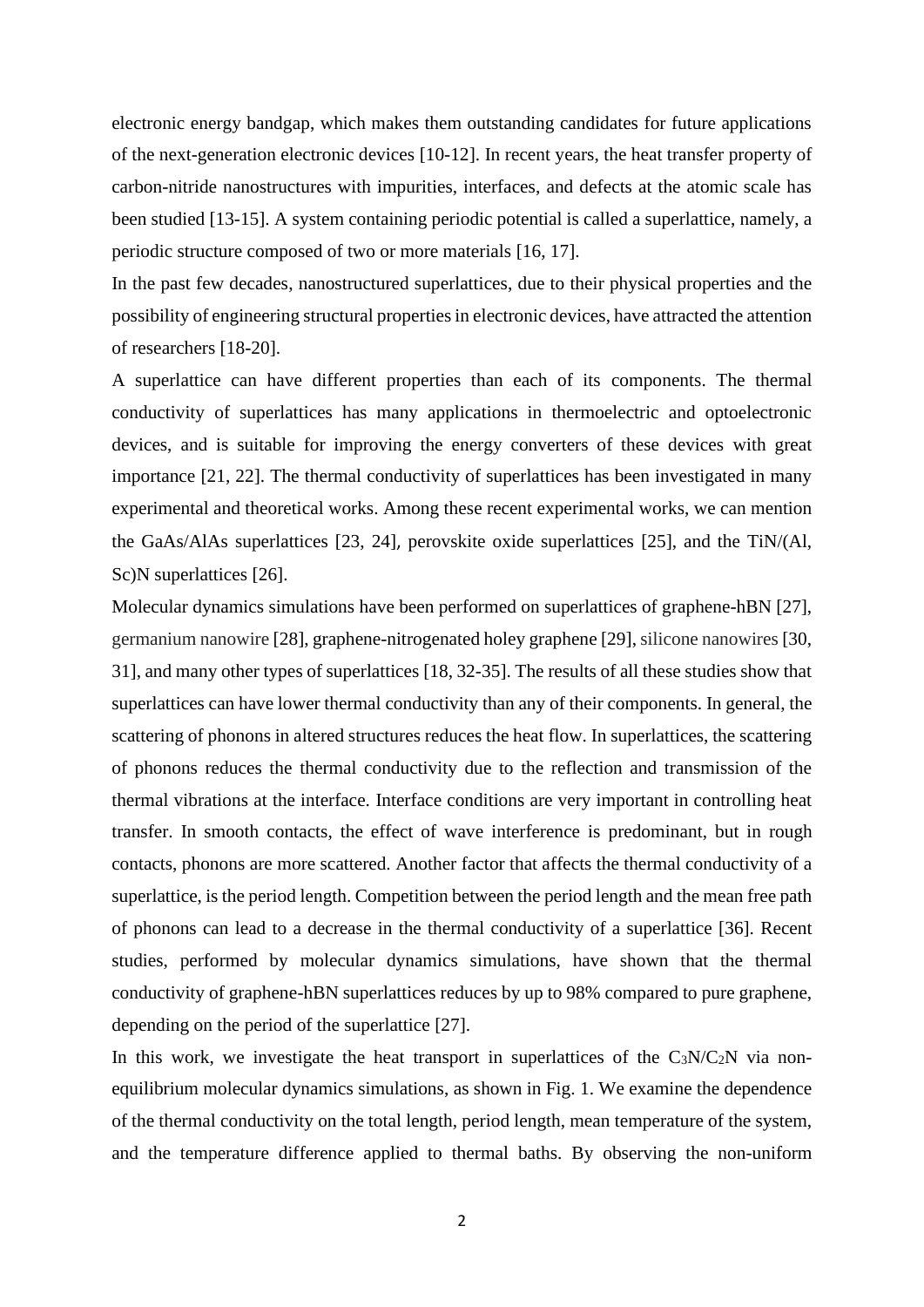electronic energy bandgap, which makes them outstanding candidates for future applications of the next-generation electronic devices [10-12]. In recent years, the heat transfer property of carbon-nitride nanostructures with impurities, interfaces, and defects at the atomic scale has been studied [13-15]. A system containing periodic potential is called a superlattice, namely, a periodic structure composed of two or more materials [16, 17].

In the past few decades, nanostructured superlattices, due to their physical properties and the possibility of engineering structural properties in electronic devices, have attracted the attention of researchers [18-20].

A superlattice can have different properties than each of its components. The thermal conductivity of superlattices has many applications in thermoelectric and optoelectronic devices, and is suitable for improving the energy converters of these devices with great importance [21, 22]. The thermal conductivity of superlattices has been investigated in many experimental and theoretical works. Among these recent experimental works, we can mention the GaAs/AlAs superlattices [23, 24], perovskite oxide superlattices [25], and the TiN/(Al, Sc)N superlattices [26].

Molecular dynamics simulations have been performed on superlattices of graphene-hBN [27], germanium nanowire [28], graphene-nitrogenated holey graphene [29], silicone nanowires [30, 31], and many other types of superlattices [18, 32-35]. The results of all these studies show that superlattices can have lower thermal conductivity than any of their components. In general, the scattering of phonons in altered structures reduces the heat flow. In superlattices, the scattering of phonons reduces the thermal conductivity due to the reflection and transmission of the thermal vibrations at the interface. Interface conditions are very important in controlling heat transfer. In smooth contacts, the effect of wave interference is predominant, but in rough contacts, phonons are more scattered. Another factor that affects the thermal conductivity of a superlattice, is the period length. Competition between the period length and the mean free path of phonons can lead to a decrease in the thermal conductivity of a superlattice [36]. Recent studies, performed by molecular dynamics simulations, have shown that the thermal conductivity of graphene-hBN superlattices reduces by up to 98% compared to pure graphene, depending on the period of the superlattice [27].

In this work, we investigate the heat transport in superlattices of the $C_3N$/$C_2N$ via non-equilibrium molecular dynamics simulations, as shown in Fig. 1. We examine the dependence of the thermal conductivity on the total length, period length, mean temperature of the system, and the temperature difference applied to thermal baths. By observing the non-uniform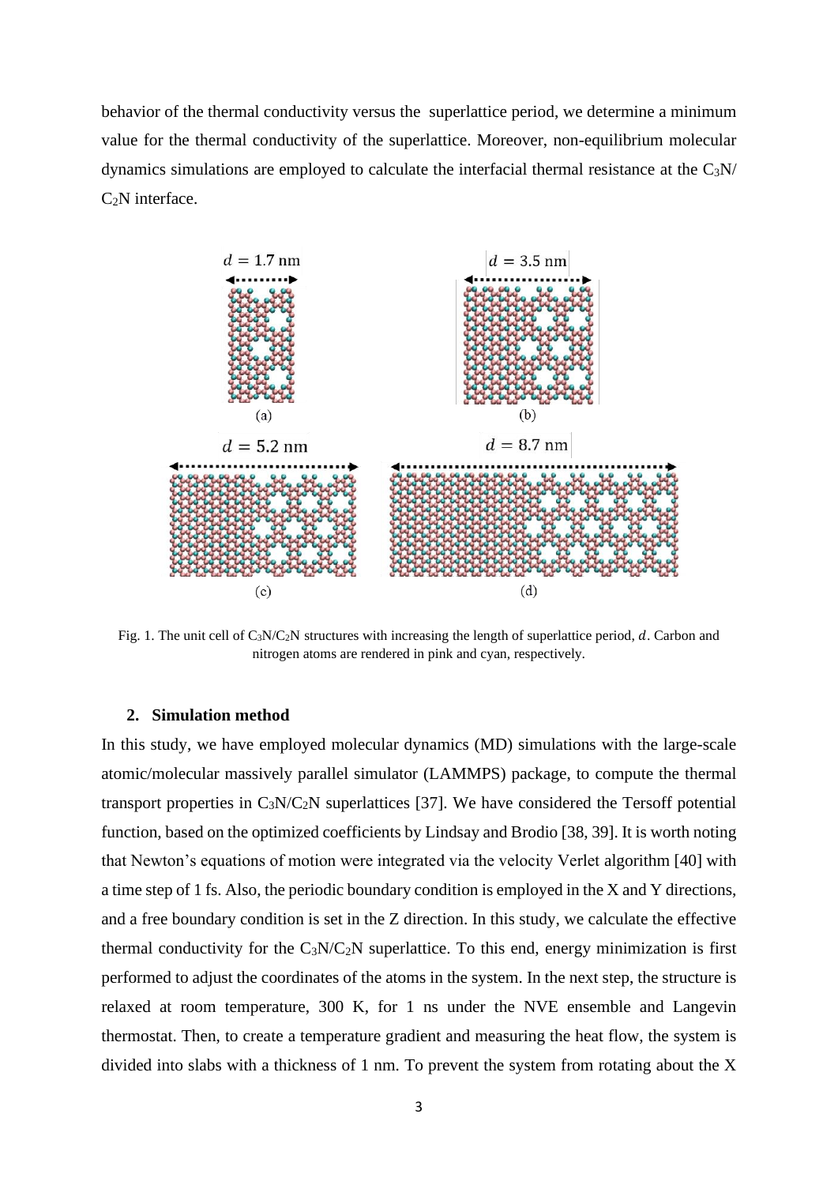behavior of the thermal conductivity versus the superlattice period, we determine a minimum value for the thermal conductivity of the superlattice. Moreover, non-equilibrium molecular dynamics simulations are employed to calculate the interfacial thermal resistance at the $C_3N$/ $C_2N$ interface.

Fig. 1. The unit cell of $C_3N/C_2N$ structures with increasing the length of superlattice period, $d$. Carbon and nitrogen atoms are rendered in pink and cyan, respectively.

## 2. Simulation method

In this study, we have employed molecular dynamics (MD) simulations with the large-scale atomic/molecular massively parallel simulator (LAMMPS) package, to compute the thermal transport properties in $C_3N/C_2N$ superlattices [37]. We have considered the Tersoff potential function, based on the optimized coefficients by Lindsay and Brodio [38, 39]. It is worth noting that Newton's equations of motion were integrated via the velocity Verlet algorithm [40] with a time step of 1 fs. Also, the periodic boundary condition is employed in the X and Y directions, and a free boundary condition is set in the Z direction. In this study, we calculate the effective thermal conductivity for the $C_3N/C_2N$ superlattice. To this end, energy minimization is first performed to adjust the coordinates of the atoms in the system. In the next step, the structure is relaxed at room temperature, 300 K, for 1 ns under the NVE ensemble and Langevin thermostat. Then, to create a temperature gradient and measuring the heat flow, the system is divided into slabs with a thickness of 1 nm. To prevent the system from rotating about the X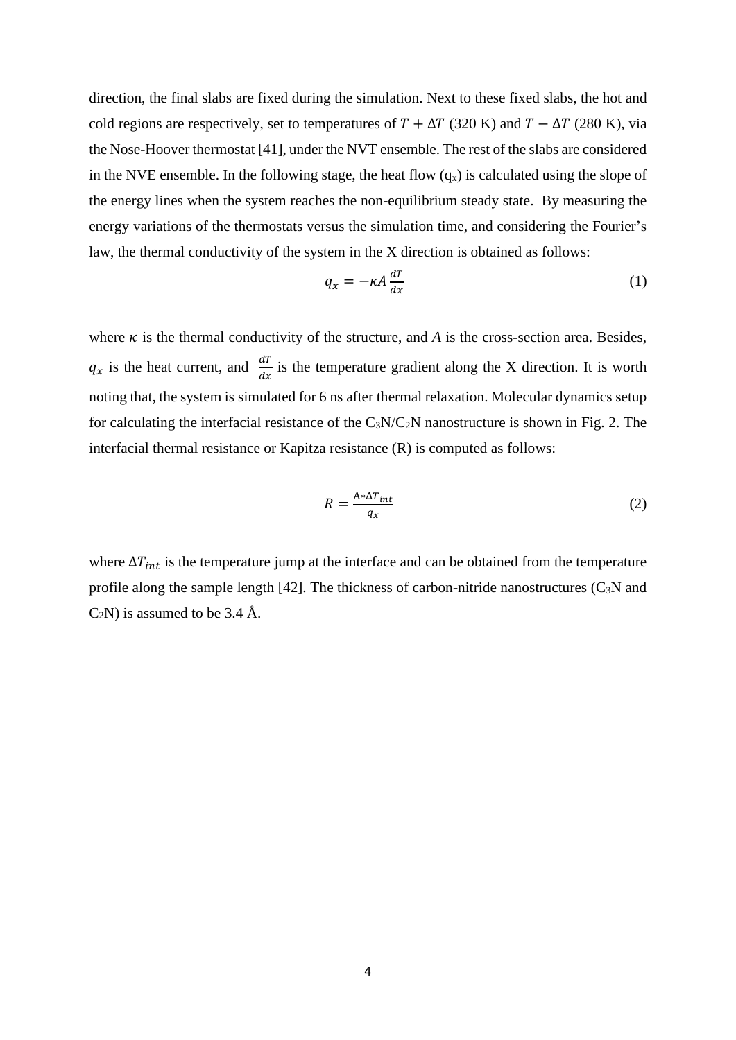direction, the final slabs are fixed during the simulation. Next to these fixed slabs, the hot and cold regions are respectively, set to temperatures of $T + \Delta T$ (320 K) and $T - \Delta T$ (280 K), via the Nose-Hoover thermostat [41], under the NVT ensemble. The rest of the slabs are considered in the NVE ensemble. In the following stage, the heat flow ($q_x$) is calculated using the slope of the energy lines when the system reaches the non-equilibrium steady state. By measuring the energy variations of the thermostats versus the simulation time, and considering the Fourier's law, the thermal conductivity of the system in the X direction is obtained as follows:

$$q_x = -\kappa A \frac{dT}{dx} \tag{1}$$

where $\kappa$ is the thermal conductivity of the structure, and $A$ is the cross-section area. Besides, $q_x$ is the heat current, and $\frac{dT}{dx}$ is the temperature gradient along the X direction. It is worth noting that, the system is simulated for 6 ns after thermal relaxation. Molecular dynamics setup for calculating the interfacial resistance of the $C_3N/C_2N$ nanostructure is shown in Fig. 2. The interfacial thermal resistance or Kapitza resistance (R) is computed as follows:

$$R = \frac{A * \Delta T_{int}}{q_x} \tag{2}$$

where $\Delta T_{int}$ is the temperature jump at the interface and can be obtained from the temperature profile along the sample length [42]. The thickness of carbon-nitride nanostructures ($C_3N$ and $C_2N$) is assumed to be 3.4 Å.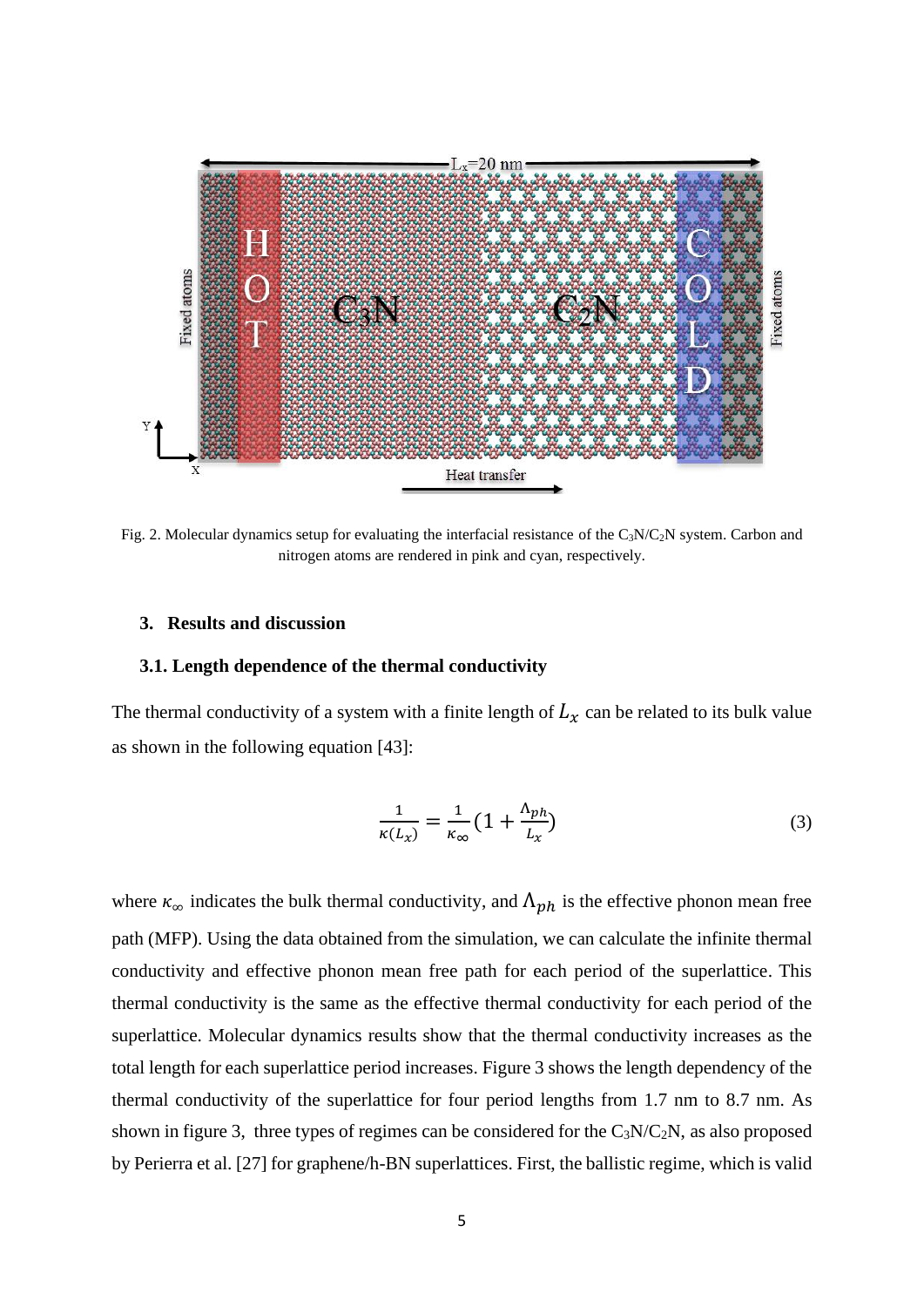Fig. 2. Molecular dynamics setup for evaluating the interfacial resistance of the $C_3N/C_2N$ system. Carbon and nitrogen atoms are rendered in pink and cyan, respectively.

## 3. Results and discussion

### 3.1. Length dependence of the thermal conductivity

The thermal conductivity of a system with a finite length of $L_x$ can be related to its bulk value as shown in the following equation [43]:

$$\frac{1}{\kappa(L_x)} = \frac{1}{\kappa_\infty}\left(1 + \frac{\Lambda_{ph}}{L_x}\right) \tag{3}$$

where $\kappa_\infty$ indicates the bulk thermal conductivity, and $\Lambda_{ph}$ is the effective phonon mean free path (MFP). Using the data obtained from the simulation, we can calculate the infinite thermal conductivity and effective phonon mean free path for each period of the superlattice. This thermal conductivity is the same as the effective thermal conductivity for each period of the superlattice. Molecular dynamics results show that the thermal conductivity increases as the total length for each superlattice period increases. Figure 3 shows the length dependency of the thermal conductivity of the superlattice for four period lengths from 1.7 nm to 8.7 nm. As shown in figure 3, three types of regimes can be considered for the $C_3N/C_2N$, as also proposed by Perierra et al. [27] for graphene/h-BN superlattices. First, the ballistic regime, which is valid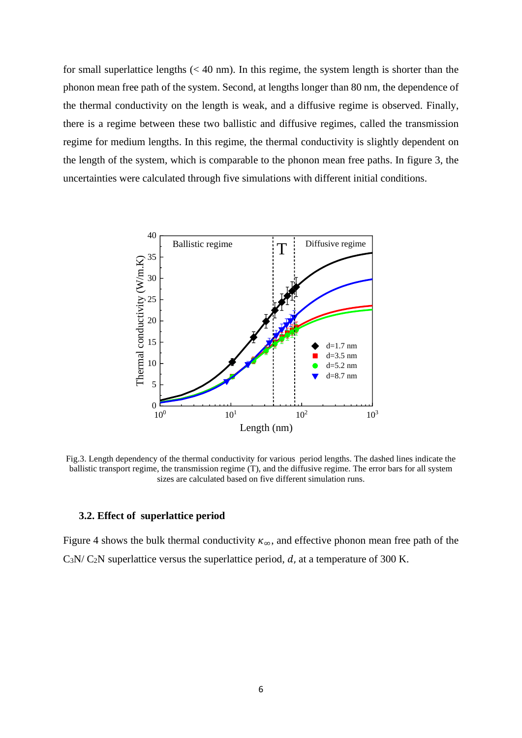for small superlattice lengths (< 40 nm). In this regime, the system length is shorter than the phonon mean free path of the system. Second, at lengths longer than 80 nm, the dependence of the thermal conductivity on the length is weak, and a diffusive regime is observed. Finally, there is a regime between these two ballistic and diffusive regimes, called the transmission regime for medium lengths. In this regime, the thermal conductivity is slightly dependent on the length of the system, which is comparable to the phonon mean free paths. In figure 3, the uncertainties were calculated through five simulations with different initial conditions.

Fig.3. Length dependency of the thermal conductivity for various period lengths. The dashed lines indicate the ballistic transport regime, the transmission regime (T), and the diffusive regime. The error bars for all system sizes are calculated based on five different simulation runs.

### 3.2. Effect of superlattice period

Figure 4 shows the bulk thermal conductivity $\kappa_{\infty}$, and effective phonon mean free path of the $C_3N$/ $C_2N$ superlattice versus the superlattice period, $d$, at a temperature of 300 K.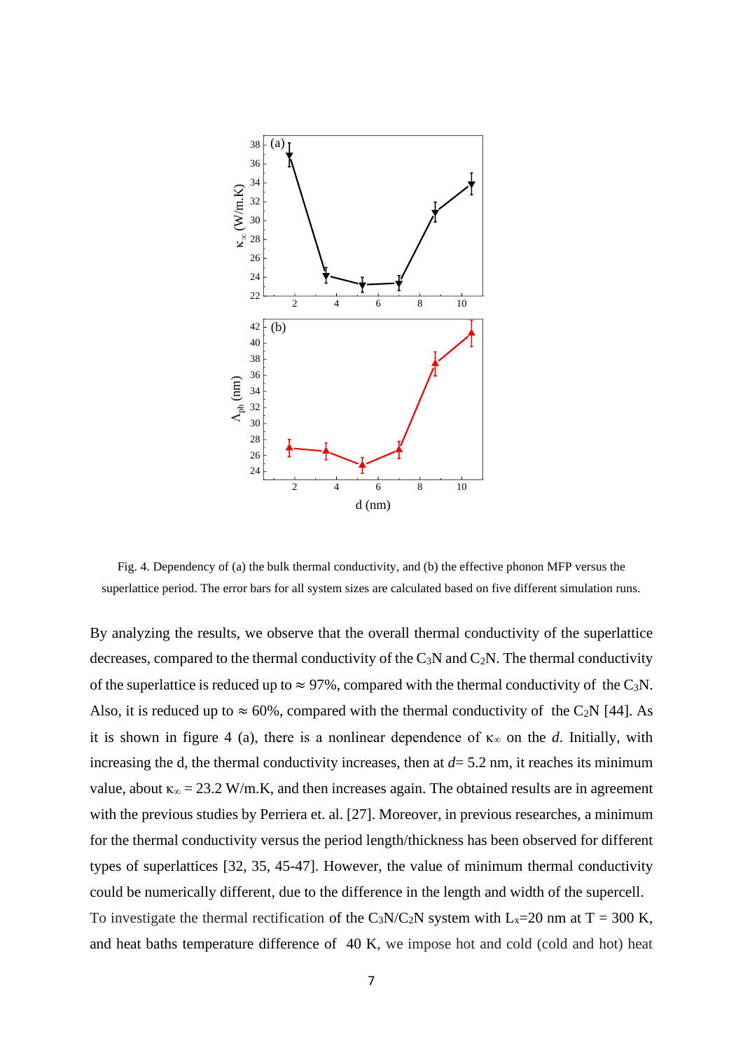Fig. 4. Dependency of (a) the bulk thermal conductivity, and (b) the effective phonon MFP versus the superlattice period. The error bars for all system sizes are calculated based on five different simulation runs.

By analyzing the results, we observe that the overall thermal conductivity of the superlattice decreases, compared to the thermal conductivity of the $C_3N$ and $C_2N$. The thermal conductivity of the superlattice is reduced up to ≈ 97%, compared with the thermal conductivity of the $C_3N$. Also, it is reduced up to ≈ 60%, compared with the thermal conductivity of the $C_2N$ [44]. As it is shown in figure 4 (a), there is a nonlinear dependence of $\kappa_\infty$ on the *d*. Initially, with increasing the d, the thermal conductivity increases, then at *d*= 5.2 nm, it reaches its minimum value, about $\kappa_\infty$ = 23.2 W/m.K, and then increases again. The obtained results are in agreement with the previous studies by Perriera et. al. [27]. Moreover, in previous researches, a minimum for the thermal conductivity versus the period length/thickness has been observed for different types of superlattices [32, 35, 45-47]. However, the value of minimum thermal conductivity could be numerically different, due to the difference in the length and width of the supercell.

To investigate the thermal rectification of the $C_3N/C_2N$ system with $L_x$=20 nm at T = 300 K, and heat baths temperature difference of 40 K, we impose hot and cold (cold and hot) heat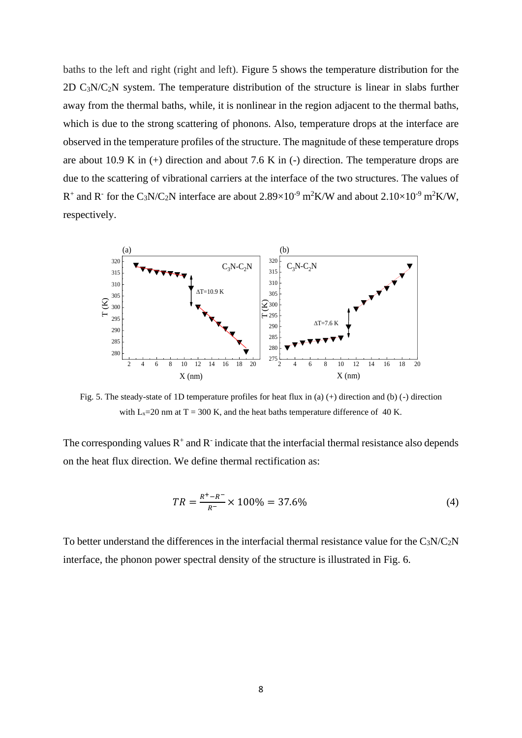baths to the left and right (right and left). Figure 5 shows the temperature distribution for the 2D $C_3N/C_2N$ system. The temperature distribution of the structure is linear in slabs further away from the thermal baths, while, it is nonlinear in the region adjacent to the thermal baths, which is due to the strong scattering of phonons. Also, temperature drops at the interface are observed in the temperature profiles of the structure. The magnitude of these temperature drops are about 10.9 K in (+) direction and about 7.6 K in (-) direction. The temperature drops are due to the scattering of vibrational carriers at the interface of the two structures. The values of $R^+$ and $R^-$ for the $C_3N/C_2N$ interface are about $2.89\times10^{-9}$ $m^2K/W$ and about $2.10\times10^{-9}$ $m^2K/W$, respectively.

Fig. 5. The steady-state of 1D temperature profiles for heat flux in (a) (+) direction and (b) (-) direction with $L_x$=20 nm at T = 300 K, and the heat baths temperature difference of 40 K.

The corresponding values $R^+$ and $R^-$ indicate that the interfacial thermal resistance also depends on the heat flux direction. We define thermal rectification as:

$$TR = \frac{R^+ - R^-}{R^-} \times 100\% = 37.6\% \tag{4}$$

To better understand the differences in the interfacial thermal resistance value for the $C_3N/C_2N$ interface, the phonon power spectral density of the structure is illustrated in Fig. 6.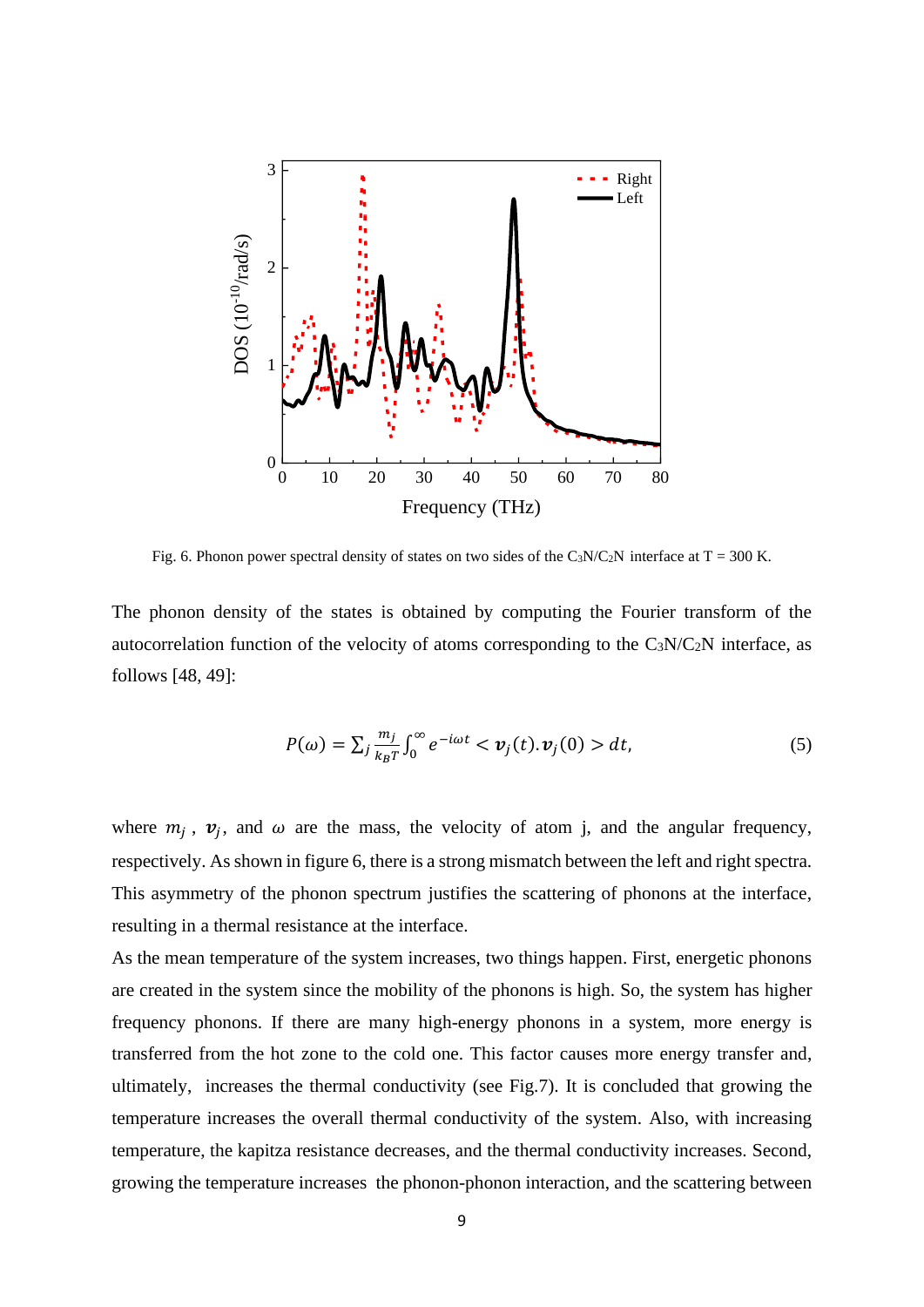Fig. 6. Phonon power spectral density of states on two sides of the $C_3N/C_2N$ interface at T = 300 K.

The phonon density of the states is obtained by computing the Fourier transform of the autocorrelation function of the velocity of atoms corresponding to the $C_3N/C_2N$ interface, as follows [48, 49]:

$$P(\omega) = \sum_j \frac{m_j}{k_B T} \int_0^\infty e^{-i\omega t} < \boldsymbol{v}_j(t).\boldsymbol{v}_j(0) > dt, \tag{5}$$

where $m_j$ , $\boldsymbol{v}_j$, and $\omega$ are the mass, the velocity of atom j, and the angular frequency, respectively. As shown in figure 6, there is a strong mismatch between the left and right spectra. This asymmetry of the phonon spectrum justifies the scattering of phonons at the interface, resulting in a thermal resistance at the interface.

As the mean temperature of the system increases, two things happen. First, energetic phonons are created in the system since the mobility of the phonons is high. So, the system has higher frequency phonons. If there are many high-energy phonons in a system, more energy is transferred from the hot zone to the cold one. This factor causes more energy transfer and, ultimately, increases the thermal conductivity (see Fig.7). It is concluded that growing the temperature increases the overall thermal conductivity of the system. Also, with increasing temperature, the kapitza resistance decreases, and the thermal conductivity increases. Second, growing the temperature increases the phonon-phonon interaction, and the scattering between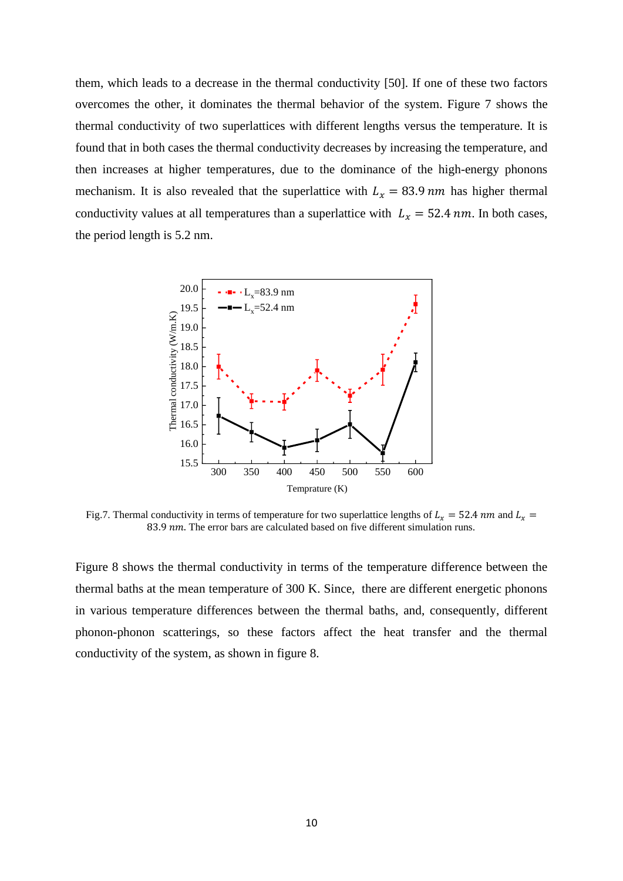them, which leads to a decrease in the thermal conductivity [50]. If one of these two factors overcomes the other, it dominates the thermal behavior of the system. Figure 7 shows the thermal conductivity of two superlattices with different lengths versus the temperature. It is found that in both cases the thermal conductivity decreases by increasing the temperature, and then increases at higher temperatures, due to the dominance of the high-energy phonons mechanism. It is also revealed that the superlattice with $L_x = 83.9\ nm$ has higher thermal conductivity values at all temperatures than a superlattice with $L_x = 52.4\ nm$. In both cases, the period length is 5.2 nm.

Fig.7. Thermal conductivity in terms of temperature for two superlattice lengths of $L_x = 52.4\ nm$ and $L_x = 83.9\ nm$. The error bars are calculated based on five different simulation runs.

Figure 8 shows the thermal conductivity in terms of the temperature difference between the thermal baths at the mean temperature of 300 K. Since, there are different energetic phonons in various temperature differences between the thermal baths, and, consequently, different phonon-phonon scatterings, so these factors affect the heat transfer and the thermal conductivity of the system, as shown in figure 8.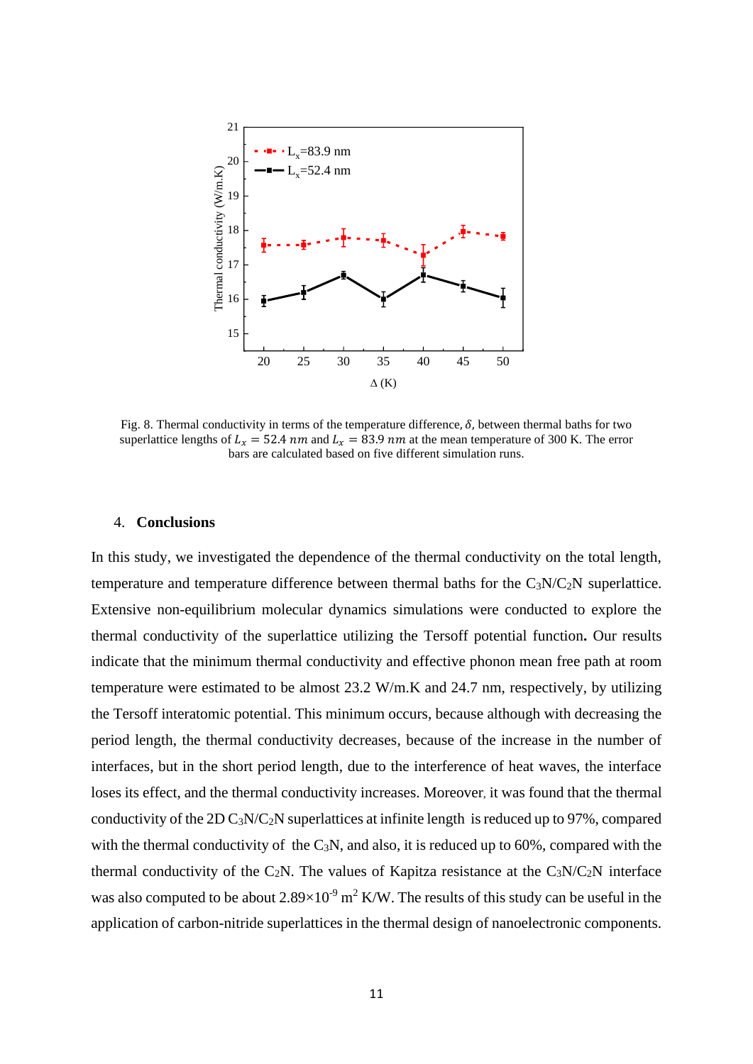Fig. 8. Thermal conductivity in terms of the temperature difference, $\delta$, between thermal baths for two superlattice lengths of $L_x = 52.4\ nm$ and $L_x = 83.9\ nm$ at the mean temperature of 300 K. The error bars are calculated based on five different simulation runs.

## 4. Conclusions

In this study, we investigated the dependence of the thermal conductivity on the total length, temperature and temperature difference between thermal baths for the $C_3N/C_2N$ superlattice. Extensive non-equilibrium molecular dynamics simulations were conducted to explore the thermal conductivity of the superlattice utilizing the Tersoff potential function**.** Our results indicate that the minimum thermal conductivity and effective phonon mean free path at room temperature were estimated to be almost 23.2 W/m.K and 24.7 nm, respectively, by utilizing the Tersoff interatomic potential. This minimum occurs, because although with decreasing the period length, the thermal conductivity decreases, because of the increase in the number of interfaces, but in the short period length, due to the interference of heat waves, the interface loses its effect, and the thermal conductivity increases. Moreover, it was found that the thermal conductivity of the 2D $C_3N/C_2N$ superlattices at infinite length is reduced up to 97%, compared with the thermal conductivity of the $C_3N$, and also, it is reduced up to 60%, compared with the thermal conductivity of the $C_2N$. The values of Kapitza resistance at the $C_3N/C_2N$ interface was also computed to be about $2.89\times10^{-9}$ $m^2$ K/W. The results of this study can be useful in the application of carbon-nitride superlattices in the thermal design of nanoelectronic components.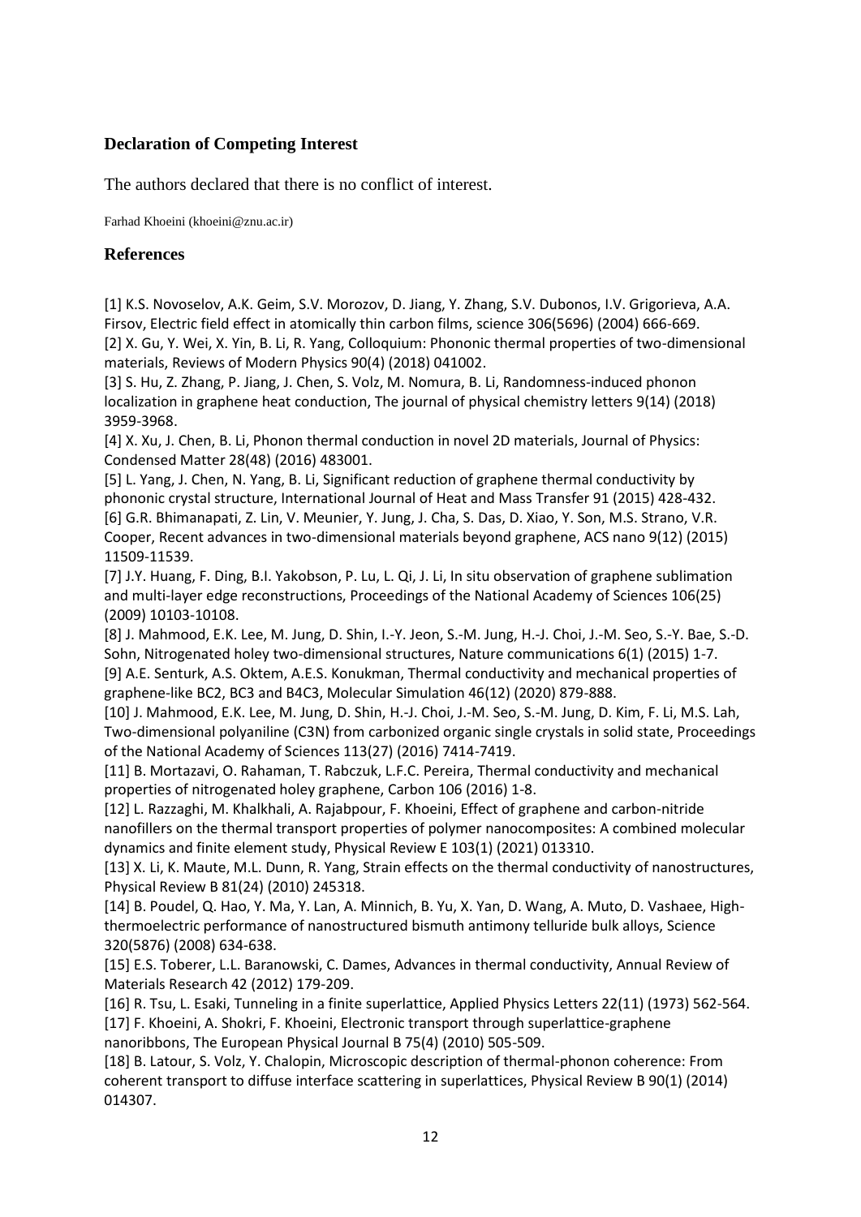## Declaration of Competing Interest

The authors declared that there is no conflict of interest.

Farhad Khoeini (khoeini@znu.ac.ir)

## References

[1] K.S. Novoselov, A.K. Geim, S.V. Morozov, D. Jiang, Y. Zhang, S.V. Dubonos, I.V. Grigorieva, A.A. Firsov, Electric field effect in atomically thin carbon films, science 306(5696) (2004) 666-669.
[2] X. Gu, Y. Wei, X. Yin, B. Li, R. Yang, Colloquium: Phononic thermal properties of two-dimensional materials, Reviews of Modern Physics 90(4) (2018) 041002.
[3] S. Hu, Z. Zhang, P. Jiang, J. Chen, S. Volz, M. Nomura, B. Li, Randomness-induced phonon localization in graphene heat conduction, The journal of physical chemistry letters 9(14) (2018) 3959-3968.
[4] X. Xu, J. Chen, B. Li, Phonon thermal conduction in novel 2D materials, Journal of Physics: Condensed Matter 28(48) (2016) 483001.
[5] L. Yang, J. Chen, N. Yang, B. Li, Significant reduction of graphene thermal conductivity by phononic crystal structure, International Journal of Heat and Mass Transfer 91 (2015) 428-432.
[6] G.R. Bhimanapati, Z. Lin, V. Meunier, Y. Jung, J. Cha, S. Das, D. Xiao, Y. Son, M.S. Strano, V.R. Cooper, Recent advances in two-dimensional materials beyond graphene, ACS nano 9(12) (2015) 11509-11539.
[7] J.Y. Huang, F. Ding, B.I. Yakobson, P. Lu, L. Qi, J. Li, In situ observation of graphene sublimation and multi-layer edge reconstructions, Proceedings of the National Academy of Sciences 106(25) (2009) 10103-10108.
[8] J. Mahmood, E.K. Lee, M. Jung, D. Shin, I.-Y. Jeon, S.-M. Jung, H.-J. Choi, J.-M. Seo, S.-Y. Bae, S.-D. Sohn, Nitrogenated holey two-dimensional structures, Nature communications 6(1) (2015) 1-7.
[9] A.E. Senturk, A.S. Oktem, A.E.S. Konukman, Thermal conductivity and mechanical properties of graphene-like BC2, BC3 and B4C3, Molecular Simulation 46(12) (2020) 879-888.
[10] J. Mahmood, E.K. Lee, M. Jung, D. Shin, H.-J. Choi, J.-M. Seo, S.-M. Jung, D. Kim, F. Li, M.S. Lah, Two-dimensional polyaniline (C3N) from carbonized organic single crystals in solid state, Proceedings of the National Academy of Sciences 113(27) (2016) 7414-7419.
[11] B. Mortazavi, O. Rahaman, T. Rabczuk, L.F.C. Pereira, Thermal conductivity and mechanical properties of nitrogenated holey graphene, Carbon 106 (2016) 1-8.
[12] L. Razzaghi, M. Khalkhali, A. Rajabpour, F. Khoeini, Effect of graphene and carbon-nitride nanofillers on the thermal transport properties of polymer nanocomposites: A combined molecular dynamics and finite element study, Physical Review E 103(1) (2021) 013310.
[13] X. Li, K. Maute, M.L. Dunn, R. Yang, Strain effects on the thermal conductivity of nanostructures, Physical Review B 81(24) (2010) 245318.
[14] B. Poudel, Q. Hao, Y. Ma, Y. Lan, A. Minnich, B. Yu, X. Yan, D. Wang, A. Muto, D. Vashaee, High-thermoelectric performance of nanostructured bismuth antimony telluride bulk alloys, Science 320(5876) (2008) 634-638.
[15] E.S. Toberer, L.L. Baranowski, C. Dames, Advances in thermal conductivity, Annual Review of Materials Research 42 (2012) 179-209.
[16] R. Tsu, L. Esaki, Tunneling in a finite superlattice, Applied Physics Letters 22(11) (1973) 562-564.
[17] F. Khoeini, A. Shokri, F. Khoeini, Electronic transport through superlattice-graphene nanoribbons, The European Physical Journal B 75(4) (2010) 505-509.
[18] B. Latour, S. Volz, Y. Chalopin, Microscopic description of thermal-phonon coherence: From coherent transport to diffuse interface scattering in superlattices, Physical Review B 90(1) (2014) 014307.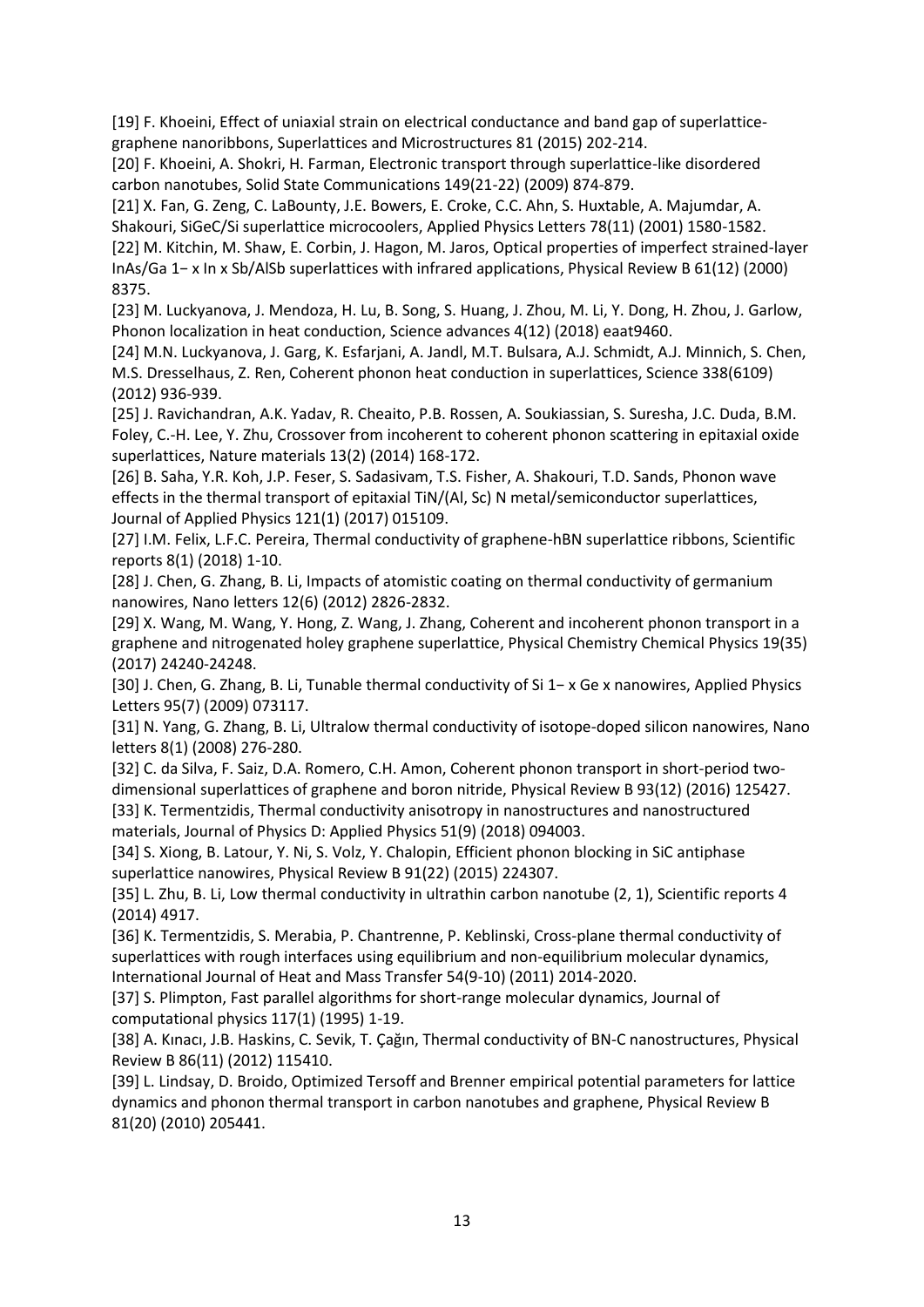[19] F. Khoeini, Effect of uniaxial strain on electrical conductance and band gap of superlattice-graphene nanoribbons, Superlattices and Microstructures 81 (2015) 202-214.

[20] F. Khoeini, A. Shokri, H. Farman, Electronic transport through superlattice-like disordered carbon nanotubes, Solid State Communications 149(21-22) (2009) 874-879.

[21] X. Fan, G. Zeng, C. LaBounty, J.E. Bowers, E. Croke, C.C. Ahn, S. Huxtable, A. Majumdar, A. Shakouri, SiGeC/Si superlattice microcoolers, Applied Physics Letters 78(11) (2001) 1580-1582.

[22] M. Kitchin, M. Shaw, E. Corbin, J. Hagon, M. Jaros, Optical properties of imperfect strained-layer InAs/Ga $1-x$ In $x$ Sb/AlSb superlattices with infrared applications, Physical Review B 61(12) (2000) 8375.

[23] M. Luckyanova, J. Mendoza, H. Lu, B. Song, S. Huang, J. Zhou, M. Li, Y. Dong, H. Zhou, J. Garlow, Phonon localization in heat conduction, Science advances 4(12) (2018) eaat9460.

[24] M.N. Luckyanova, J. Garg, K. Esfarjani, A. Jandl, M.T. Bulsara, A.J. Schmidt, A.J. Minnich, S. Chen, M.S. Dresselhaus, Z. Ren, Coherent phonon heat conduction in superlattices, Science 338(6109) (2012) 936-939.

[25] J. Ravichandran, A.K. Yadav, R. Cheaito, P.B. Rossen, A. Soukiassian, S. Suresha, J.C. Duda, B.M. Foley, C.-H. Lee, Y. Zhu, Crossover from incoherent to coherent phonon scattering in epitaxial oxide superlattices, Nature materials 13(2) (2014) 168-172.

[26] B. Saha, Y.R. Koh, J.P. Feser, S. Sadasivam, T.S. Fisher, A. Shakouri, T.D. Sands, Phonon wave effects in the thermal transport of epitaxial TiN/(Al, Sc) N metal/semiconductor superlattices, Journal of Applied Physics 121(1) (2017) 015109.

[27] I.M. Felix, L.F.C. Pereira, Thermal conductivity of graphene-hBN superlattice ribbons, Scientific reports 8(1) (2018) 1-10.

[28] J. Chen, G. Zhang, B. Li, Impacts of atomistic coating on thermal conductivity of germanium nanowires, Nano letters 12(6) (2012) 2826-2832.

[29] X. Wang, M. Wang, Y. Hong, Z. Wang, J. Zhang, Coherent and incoherent phonon transport in a graphene and nitrogenated holey graphene superlattice, Physical Chemistry Chemical Physics 19(35) (2017) 24240-24248.

[30] J. Chen, G. Zhang, B. Li, Tunable thermal conductivity of Si $1-x$ Ge $x$ nanowires, Applied Physics Letters 95(7) (2009) 073117.

[31] N. Yang, G. Zhang, B. Li, Ultralow thermal conductivity of isotope-doped silicon nanowires, Nano letters 8(1) (2008) 276-280.

[32] C. da Silva, F. Saiz, D.A. Romero, C.H. Amon, Coherent phonon transport in short-period two-dimensional superlattices of graphene and boron nitride, Physical Review B 93(12) (2016) 125427.

[33] K. Termentzidis, Thermal conductivity anisotropy in nanostructures and nanostructured materials, Journal of Physics D: Applied Physics 51(9) (2018) 094003.

[34] S. Xiong, B. Latour, Y. Ni, S. Volz, Y. Chalopin, Efficient phonon blocking in SiC antiphase superlattice nanowires, Physical Review B 91(22) (2015) 224307.

[35] L. Zhu, B. Li, Low thermal conductivity in ultrathin carbon nanotube (2, 1), Scientific reports 4 (2014) 4917.

[36] K. Termentzidis, S. Merabia, P. Chantrenne, P. Keblinski, Cross-plane thermal conductivity of superlattices with rough interfaces using equilibrium and non-equilibrium molecular dynamics, International Journal of Heat and Mass Transfer 54(9-10) (2011) 2014-2020.

[37] S. Plimpton, Fast parallel algorithms for short-range molecular dynamics, Journal of computational physics 117(1) (1995) 1-19.

[38] A. Kınacı, J.B. Haskins, C. Sevik, T. Çağın, Thermal conductivity of BN-C nanostructures, Physical Review B 86(11) (2012) 115410.

[39] L. Lindsay, D. Broido, Optimized Tersoff and Brenner empirical potential parameters for lattice dynamics and phonon thermal transport in carbon nanotubes and graphene, Physical Review B 81(20) (2010) 205441.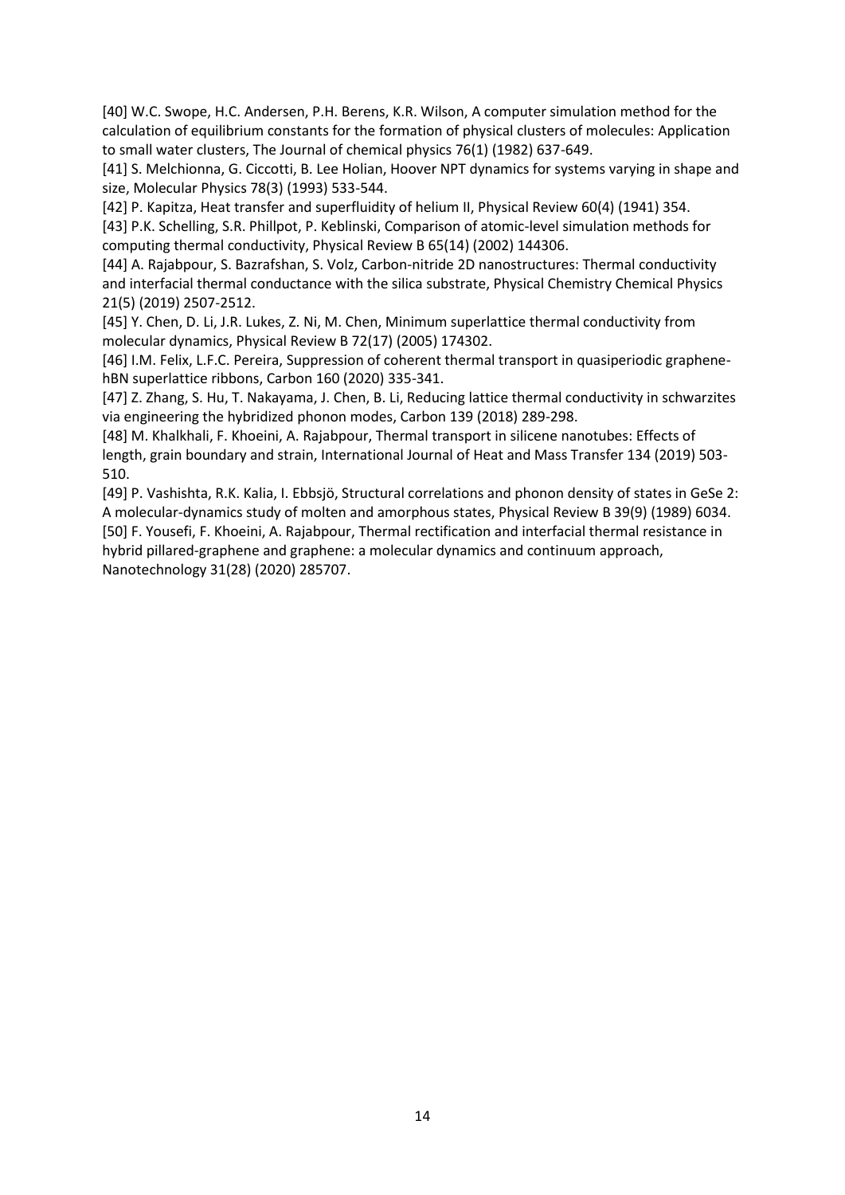[40] W.C. Swope, H.C. Andersen, P.H. Berens, K.R. Wilson, A computer simulation method for the calculation of equilibrium constants for the formation of physical clusters of molecules: Application to small water clusters, The Journal of chemical physics 76(1) (1982) 637-649.

[41] S. Melchionna, G. Ciccotti, B. Lee Holian, Hoover NPT dynamics for systems varying in shape and size, Molecular Physics 78(3) (1993) 533-544.

[42] P. Kapitza, Heat transfer and superfluidity of helium II, Physical Review 60(4) (1941) 354.

[43] P.K. Schelling, S.R. Phillpot, P. Keblinski, Comparison of atomic-level simulation methods for computing thermal conductivity, Physical Review B 65(14) (2002) 144306.

[44] A. Rajabpour, S. Bazrafshan, S. Volz, Carbon-nitride 2D nanostructures: Thermal conductivity and interfacial thermal conductance with the silica substrate, Physical Chemistry Chemical Physics 21(5) (2019) 2507-2512.

[45] Y. Chen, D. Li, J.R. Lukes, Z. Ni, M. Chen, Minimum superlattice thermal conductivity from molecular dynamics, Physical Review B 72(17) (2005) 174302.

[46] I.M. Felix, L.F.C. Pereira, Suppression of coherent thermal transport in quasiperiodic graphene-hBN superlattice ribbons, Carbon 160 (2020) 335-341.

[47] Z. Zhang, S. Hu, T. Nakayama, J. Chen, B. Li, Reducing lattice thermal conductivity in schwarzites via engineering the hybridized phonon modes, Carbon 139 (2018) 289-298.

[48] M. Khalkhali, F. Khoeini, A. Rajabpour, Thermal transport in silicene nanotubes: Effects of length, grain boundary and strain, International Journal of Heat and Mass Transfer 134 (2019) 503-510.

[49] P. Vashishta, R.K. Kalia, I. Ebbsjö, Structural correlations and phonon density of states in GeSe 2: A molecular-dynamics study of molten and amorphous states, Physical Review B 39(9) (1989) 6034.

[50] F. Yousefi, F. Khoeini, A. Rajabpour, Thermal rectification and interfacial thermal resistance in hybrid pillared-graphene and graphene: a molecular dynamics and continuum approach, Nanotechnology 31(28) (2020) 285707.